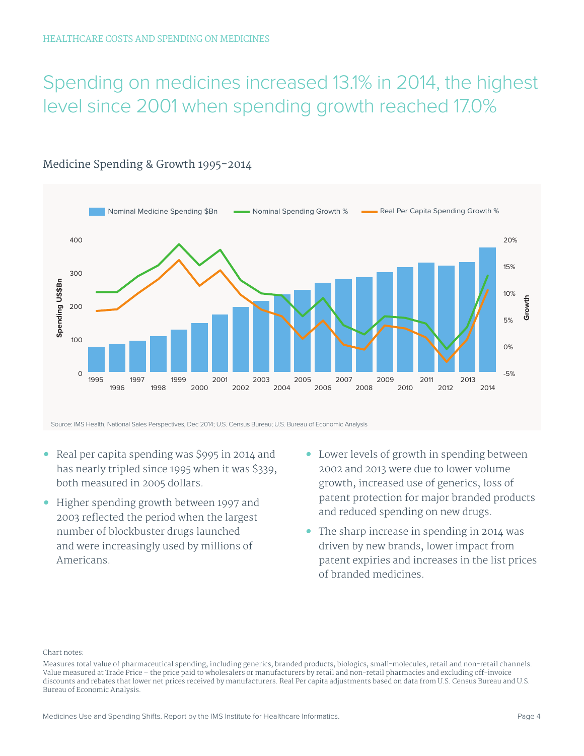HEALTHCARE COSTS AND SPENDING ON MEDICINES

# Spending on medicines increased 13.1% in 2014, the highest level since 2001 when spending growth reached 17.0%

## Medicine Spending & Growth 1995-2014

Source: IMS Health, National Sales Perspectives, Dec 2014; U.S. Census Bureau; U.S. Bureau of Economic Analysis

- Real per capita spending was $995 in 2014 and has nearly tripled since 1995 when it was $339, both measured in 2005 dollars.
- Higher spending growth between 1997 and 2003 reflected the period when the largest number of blockbuster drugs launched and were increasingly used by millions of Americans.
- Lower levels of growth in spending between 2002 and 2013 were due to lower volume growth, increased use of generics, loss of patent protection for major branded products and reduced spending on new drugs.
- The sharp increase in spending in 2014 was driven by new brands, lower impact from patent expiries and increases in the list prices of branded medicines.

Chart notes:

Measures total value of pharmaceutical spending, including generics, branded products, biologics, small-molecules, retail and non-retail channels. Value measured at Trade Price – the price paid to wholesalers or manufacturers by retail and non-retail pharmacies and excluding off-invoice discounts and rebates that lower net prices received by manufacturers. Real Per capita adjustments based on data from U.S. Census Bureau and U.S. Bureau of Economic Analysis.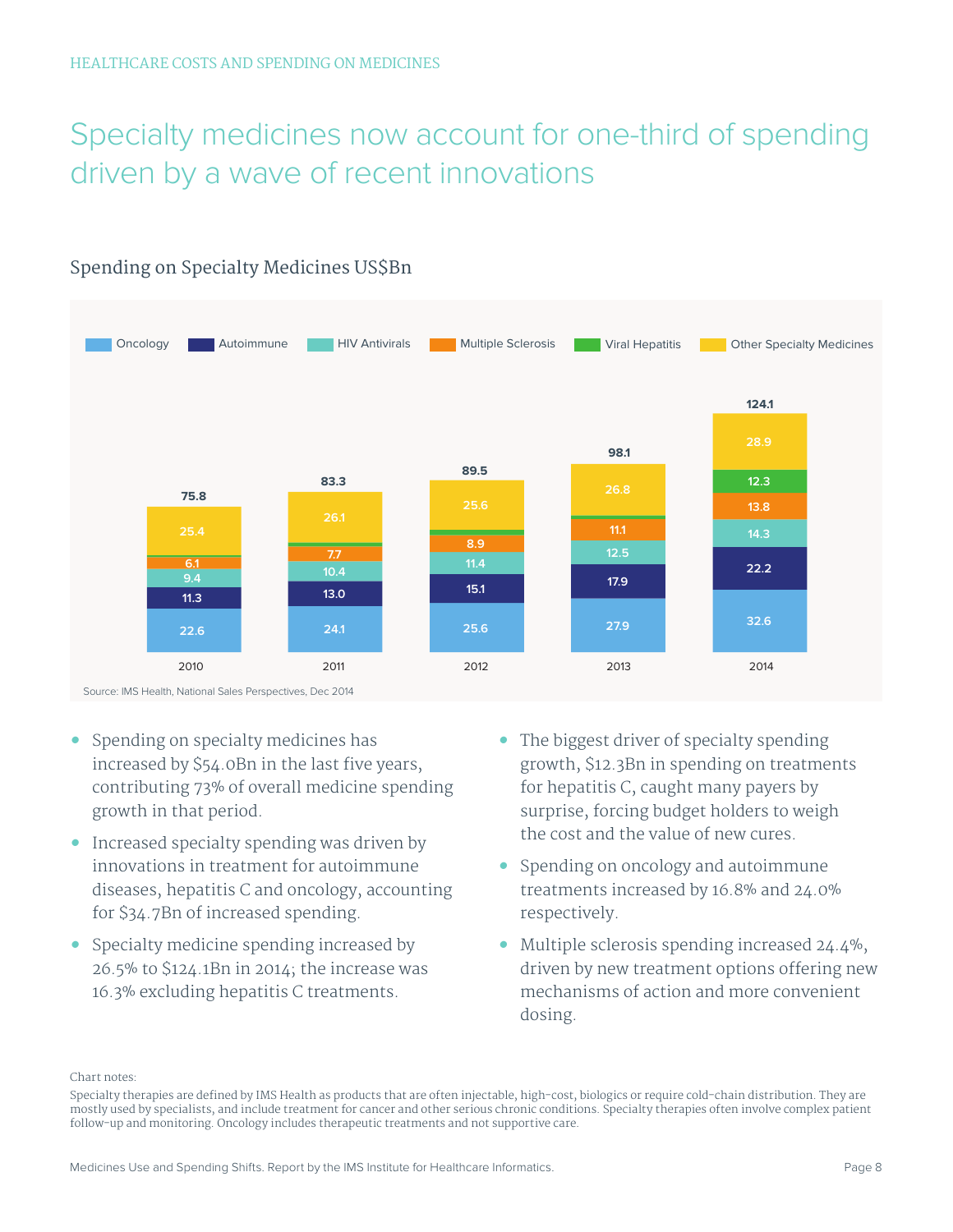# Specialty medicines now account for one-third of spending driven by a wave of recent innovations

## Spending on Specialty Medicines US$Bn

| | 2010 | 2011 | 2012 | 2013 | 2014 |
|---|---|---|---|---|---|
| Oncology | 22.6 | 24.1 | 25.6 | 27.9 | 32.6 |
| Autoimmune | 11.3 | 13.0 | 15.1 | 17.9 | 22.2 |
| HIV Antivirals | 9.4 | 10.4 | 11.4 | 12.5 | 14.3 |
| Multiple Sclerosis | 6.1 | 7.7 | 8.9 | 11.1 | 13.8 |
| Viral Hepatitis | | | | | 12.3 |
| Other Specialty Medicines | 25.4 | 26.1 | 25.6 | 26.8 | 28.9 |
| Total | 75.8 | 83.3 | 89.5 | 98.1 | 124.1 |

Source: IMS Health, National Sales Perspectives, Dec 2014

- Spending on specialty medicines has increased by $54.0Bn in the last five years, contributing 73% of overall medicine spending growth in that period.
- Increased specialty spending was driven by innovations in treatment for autoimmune diseases, hepatitis C and oncology, accounting for $34.7Bn of increased spending.
- Specialty medicine spending increased by 26.5% to $124.1Bn in 2014; the increase was 16.3% excluding hepatitis C treatments.
- The biggest driver of specialty spending growth, $12.3Bn in spending on treatments for hepatitis C, caught many payers by surprise, forcing budget holders to weigh the cost and the value of new cures.
- Spending on oncology and autoimmune treatments increased by 16.8% and 24.0% respectively.
- Multiple sclerosis spending increased 24.4%, driven by new treatment options offering new mechanisms of action and more convenient dosing.

Chart notes:

Specialty therapies are defined by IMS Health as products that are often injectable, high-cost, biologics or require cold-chain distribution. They are mostly used by specialists, and include treatment for cancer and other serious chronic conditions. Specialty therapies often involve complex patient follow-up and monitoring. Oncology includes therapeutic treatments and not supportive care.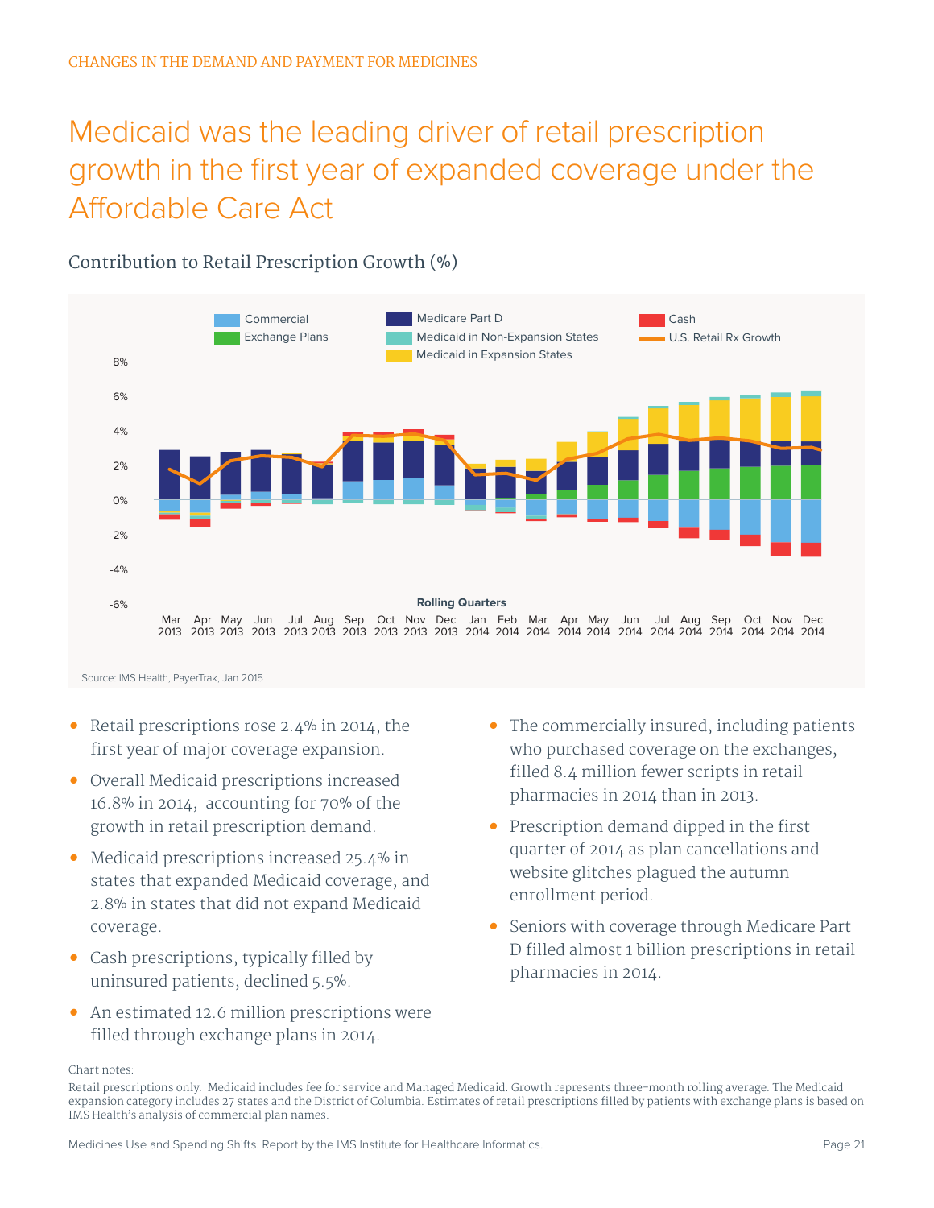CHANGES IN THE DEMAND AND PAYMENT FOR MEDICINES

# Medicaid was the leading driver of retail prescription growth in the first year of expanded coverage under the Affordable Care Act

## Contribution to Retail Prescription Growth (%)

Commercial
Exchange Plans
Medicare Part D
Medicaid in Non-Expansion States
Medicaid in Expansion States
Cash
U.S. Retail Rx Growth

8%
6%
4%
2%
0%
-2%
-4%
-6%

Rolling Quarters

Mar 2013, Apr 2013, May 2013, Jun 2013, Jul 2013, Aug 2013, Sep 2013, Oct 2013, Nov 2013, Dec 2013, Jan 2014, Feb 2014, Mar 2014, Apr 2014, May 2014, Jun 2014, Jul 2014, Aug 2014, Sep 2014, Oct 2014, Nov 2014, Dec 2014

Source: IMS Health, PayerTrak, Jan 2015

- Retail prescriptions rose 2.4% in 2014, the first year of major coverage expansion.
- Overall Medicaid prescriptions increased 16.8% in 2014, accounting for 70% of the growth in retail prescription demand.
- Medicaid prescriptions increased 25.4% in states that expanded Medicaid coverage, and 2.8% in states that did not expand Medicaid coverage.
- Cash prescriptions, typically filled by uninsured patients, declined 5.5%.
- An estimated 12.6 million prescriptions were filled through exchange plans in 2014.
- The commercially insured, including patients who purchased coverage on the exchanges, filled 8.4 million fewer scripts in retail pharmacies in 2014 than in 2013.
- Prescription demand dipped in the first quarter of 2014 as plan cancellations and website glitches plagued the autumn enrollment period.
- Seniors with coverage through Medicare Part D filled almost 1 billion prescriptions in retail pharmacies in 2014.

Chart notes:
Retail prescriptions only. Medicaid includes fee for service and Managed Medicaid. Growth represents three-month rolling average. The Medicaid expansion category includes 27 states and the District of Columbia. Estimates of retail prescriptions filled by patients with exchange plans is based on IMS Health's analysis of commercial plan names.